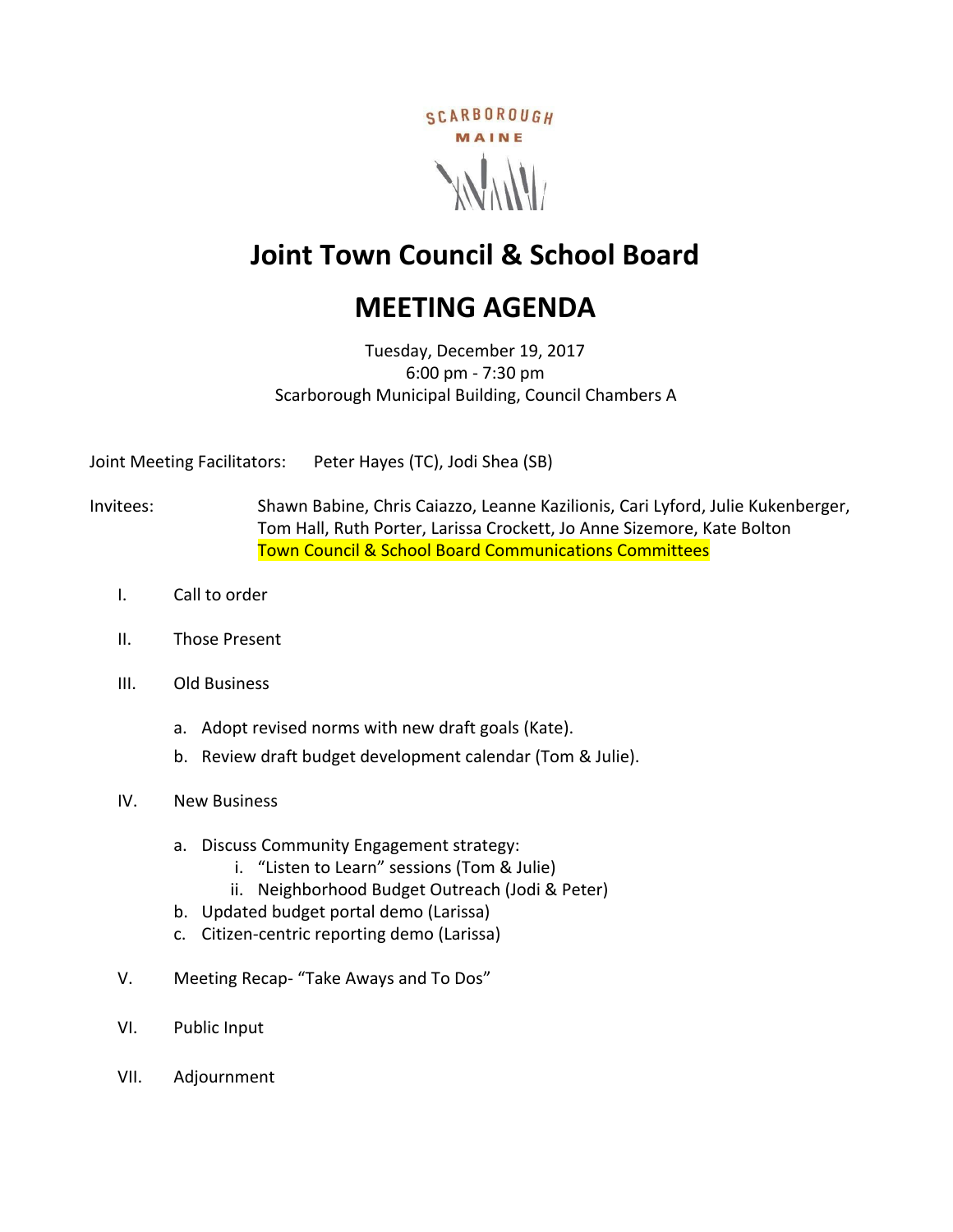SCARBOROUGH
MAINE

# Joint Town Council & School Board

# MEETING AGENDA

Tuesday, December 19, 2017
6:00 pm - 7:30 pm
Scarborough Municipal Building, Council Chambers A

Joint Meeting Facilitators: Peter Hayes (TC), Jodi Shea (SB)

Invitees: Shawn Babine, Chris Caiazzo, Leanne Kazilionis, Cari Lyford, Julie Kukenberger, Tom Hall, Ruth Porter, Larissa Crockett, Jo Anne Sizemore, Kate Bolton
Town Council & School Board Communications Committees

I. Call to order

II. Those Present

III. Old Business

a. Adopt revised norms with new draft goals (Kate).
b. Review draft budget development calendar (Tom & Julie).

IV. New Business

a. Discuss Community Engagement strategy:
   i. "Listen to Learn" sessions (Tom & Julie)
   ii. Neighborhood Budget Outreach (Jodi & Peter)
b. Updated budget portal demo (Larissa)
c. Citizen-centric reporting demo (Larissa)

V. Meeting Recap- "Take Aways and To Dos"

VI. Public Input

VII. Adjournment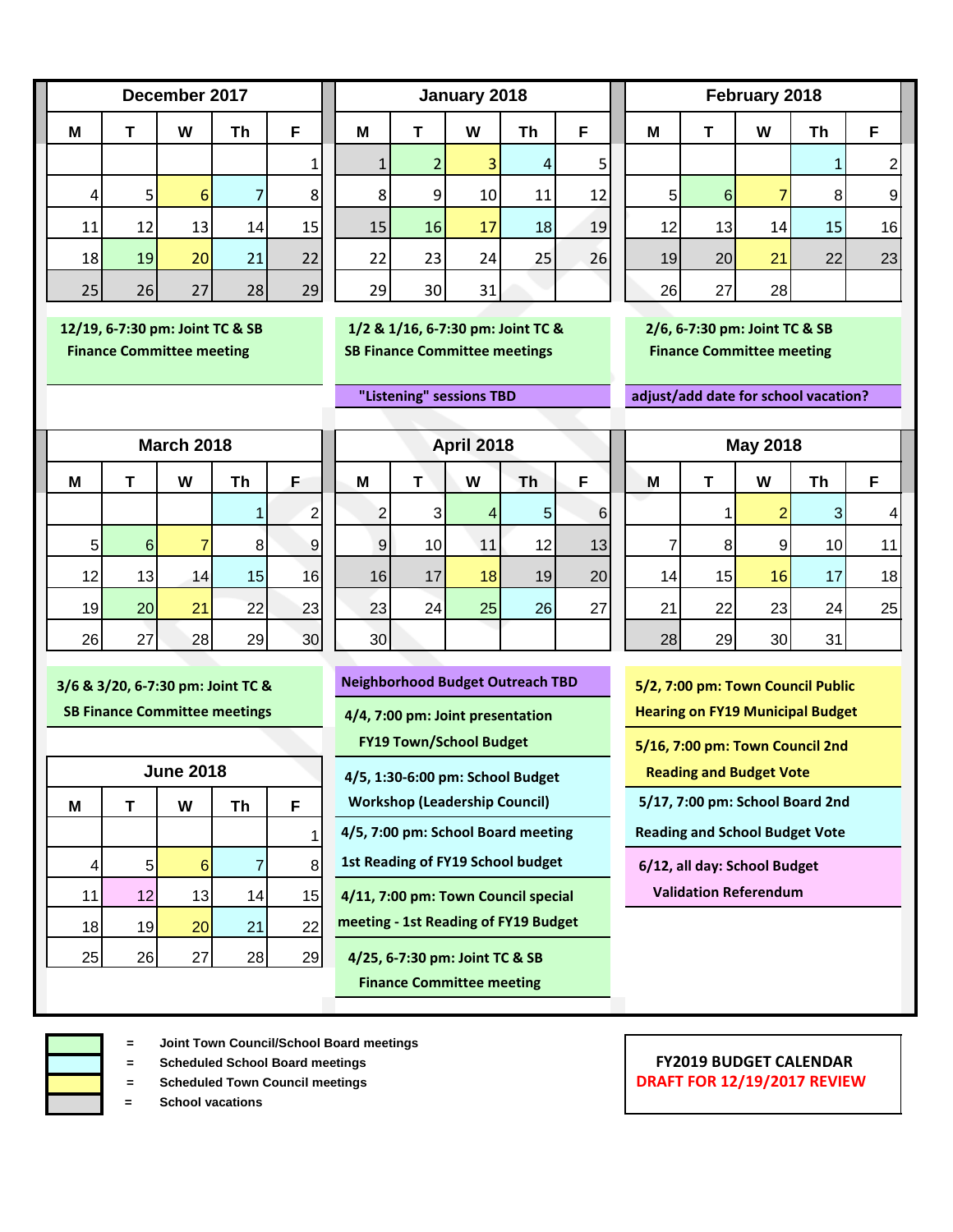# FY2019 BUDGET CALENDAR

**DRAFT FOR 12/19/2017 REVIEW**

## December 2017

| M | T | W | Th | F |
|---|---|---|---|---|
| | | | | 1 |
| 4 | 5 | 6 | 7 | 8 |
| 11 | 12 | 13 | 14 | 15 |
| 18 | 19 | 20 | 21 | 22 |
| 25 | 26 | 27 | 28 | 29 |

- 12/19, 6-7:30 pm: Joint TC & SB Finance Committee meeting

## January 2018

| M | T | W | Th | F |
|---|---|---|---|---|
| 1 | 2 | 3 | 4 | 5 |
| 8 | 9 | 10 | 11 | 12 |
| 15 | 16 | 17 | 18 | 19 |
| 22 | 23 | 24 | 25 | 26 |
| 29 | 30 | 31 | | |

- 1/2 & 1/16, 6-7:30 pm: Joint TC & SB Finance Committee meetings
- "Listening" sessions TBD

## February 2018

| M | T | W | Th | F |
|---|---|---|---|---|
| | | | 1 | 2 |
| 5 | 6 | 7 | 8 | 9 |
| 12 | 13 | 14 | 15 | 16 |
| 19 | 20 | 21 | 22 | 23 |
| 26 | 27 | 28 | | |

- 2/6, 6-7:30 pm: Joint TC & SB Finance Committee meeting
- adjust/add date for school vacation?

## March 2018

| M | T | W | Th | F |
|---|---|---|---|---|
| | | | 1 | 2 |
| 5 | 6 | 7 | 8 | 9 |
| 12 | 13 | 14 | 15 | 16 |
| 19 | 20 | 21 | 22 | 23 |
| 26 | 27 | 28 | 29 | 30 |

- 3/6 & 3/20, 6-7:30 pm: Joint TC & SB Finance Committee meetings

## April 2018

| M | T | W | Th | F |
|---|---|---|---|---|
| 2 | 3 | 4 | 5 | 6 |
| 9 | 10 | 11 | 12 | 13 |
| 16 | 17 | 18 | 19 | 20 |
| 23 | 24 | 25 | 26 | 27 |
| 30 | | | | |

- Neighborhood Budget Outreach TBD
- 4/4, 7:00 pm: Joint presentation FY19 Town/School Budget
- 4/5, 1:30-6:00 pm: School Budget Workshop (Leadership Council)
- 4/5, 7:00 pm: School Board meeting 1st Reading of FY19 School budget
- 4/11, 7:00 pm: Town Council special meeting - 1st Reading of FY19 Budget
- 4/25, 6-7:30 pm: Joint TC & SB Finance Committee meeting

## May 2018

| M | T | W | Th | F |
|---|---|---|---|---|
| | 1 | 2 | 3 | 4 |
| 7 | 8 | 9 | 10 | 11 |
| 14 | 15 | 16 | 17 | 18 |
| 21 | 22 | 23 | 24 | 25 |
| 28 | 29 | 30 | 31 | |

- 5/2, 7:00 pm: Town Council Public Hearing on FY19 Municipal Budget
- 5/16, 7:00 pm: Town Council 2nd Reading and Budget Vote
- 5/17, 7:00 pm: School Board 2nd Reading and School Budget Vote
- 6/12, all day: School Budget Validation Referendum

## June 2018

| M | T | W | Th | F |
|---|---|---|---|---|
| | | | | 1 |
| 4 | 5 | 6 | 7 | 8 |
| 11 | 12 | 13 | 14 | 15 |
| 18 | 19 | 20 | 21 | 22 |
| 25 | 26 | 27 | 28 | 29 |

**Legend:**

- (green) = Joint Town Council/School Board meetings
- (blue) = Scheduled School Board meetings
- (yellow) = Scheduled Town Council meetings
- (gray) = School vacations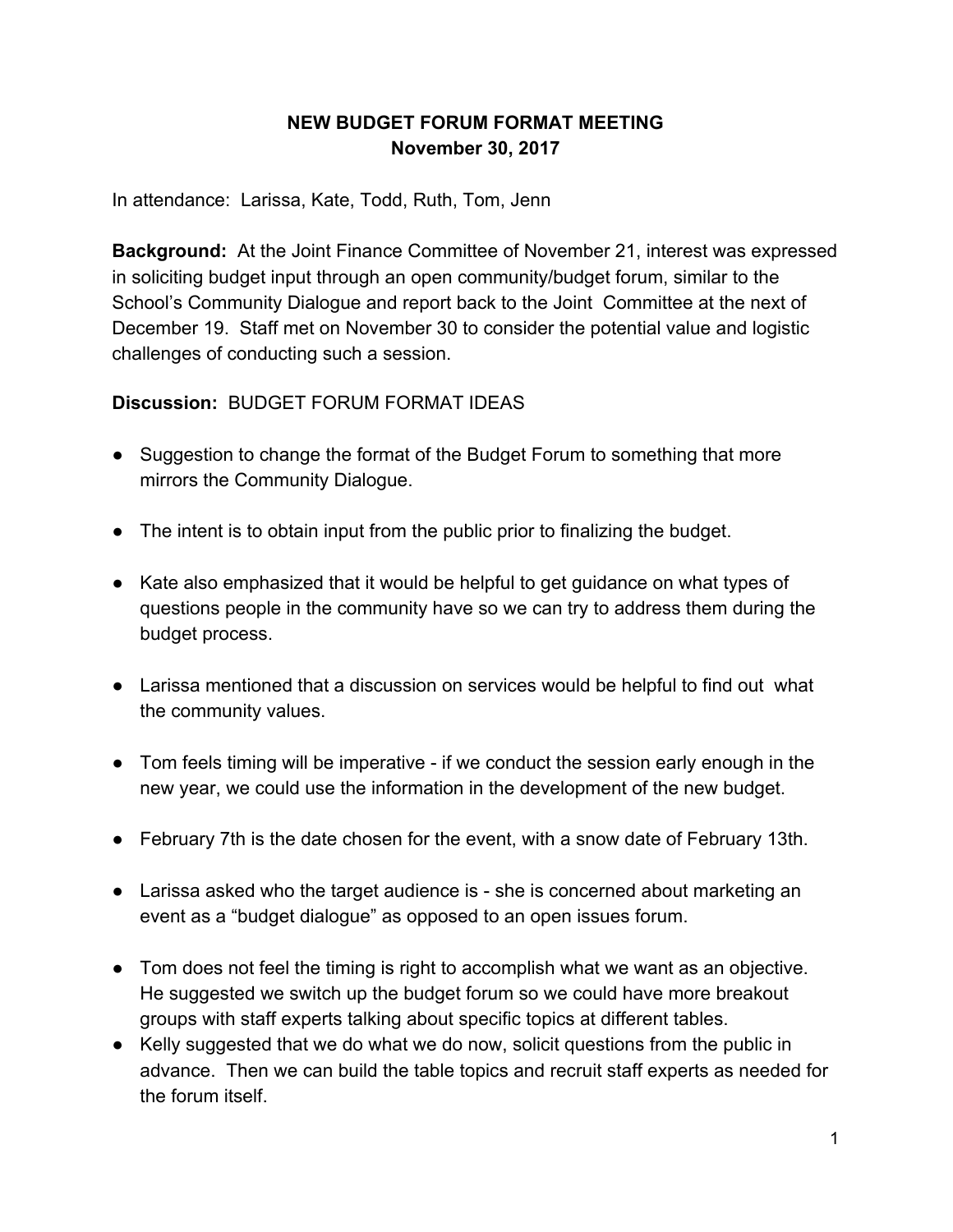**NEW BUDGET FORUM FORMAT MEETING**
**November 30, 2017**

In attendance: Larissa, Kate, Todd, Ruth, Tom, Jenn

**Background:** At the Joint Finance Committee of November 21, interest was expressed in soliciting budget input through an open community/budget forum, similar to the School's Community Dialogue and report back to the Joint Committee at the next of December 19. Staff met on November 30 to consider the potential value and logistic challenges of conducting such a session.

**Discussion:** BUDGET FORUM FORMAT IDEAS

- Suggestion to change the format of the Budget Forum to something that more mirrors the Community Dialogue.
- The intent is to obtain input from the public prior to finalizing the budget.
- Kate also emphasized that it would be helpful to get guidance on what types of questions people in the community have so we can try to address them during the budget process.
- Larissa mentioned that a discussion on services would be helpful to find out what the community values.
- Tom feels timing will be imperative - if we conduct the session early enough in the new year, we could use the information in the development of the new budget.
- February 7th is the date chosen for the event, with a snow date of February 13th.
- Larissa asked who the target audience is - she is concerned about marketing an event as a "budget dialogue" as opposed to an open issues forum.
- Tom does not feel the timing is right to accomplish what we want as an objective. He suggested we switch up the budget forum so we could have more breakout groups with staff experts talking about specific topics at different tables.
- Kelly suggested that we do what we do now, solicit questions from the public in advance. Then we can build the table topics and recruit staff experts as needed for the forum itself.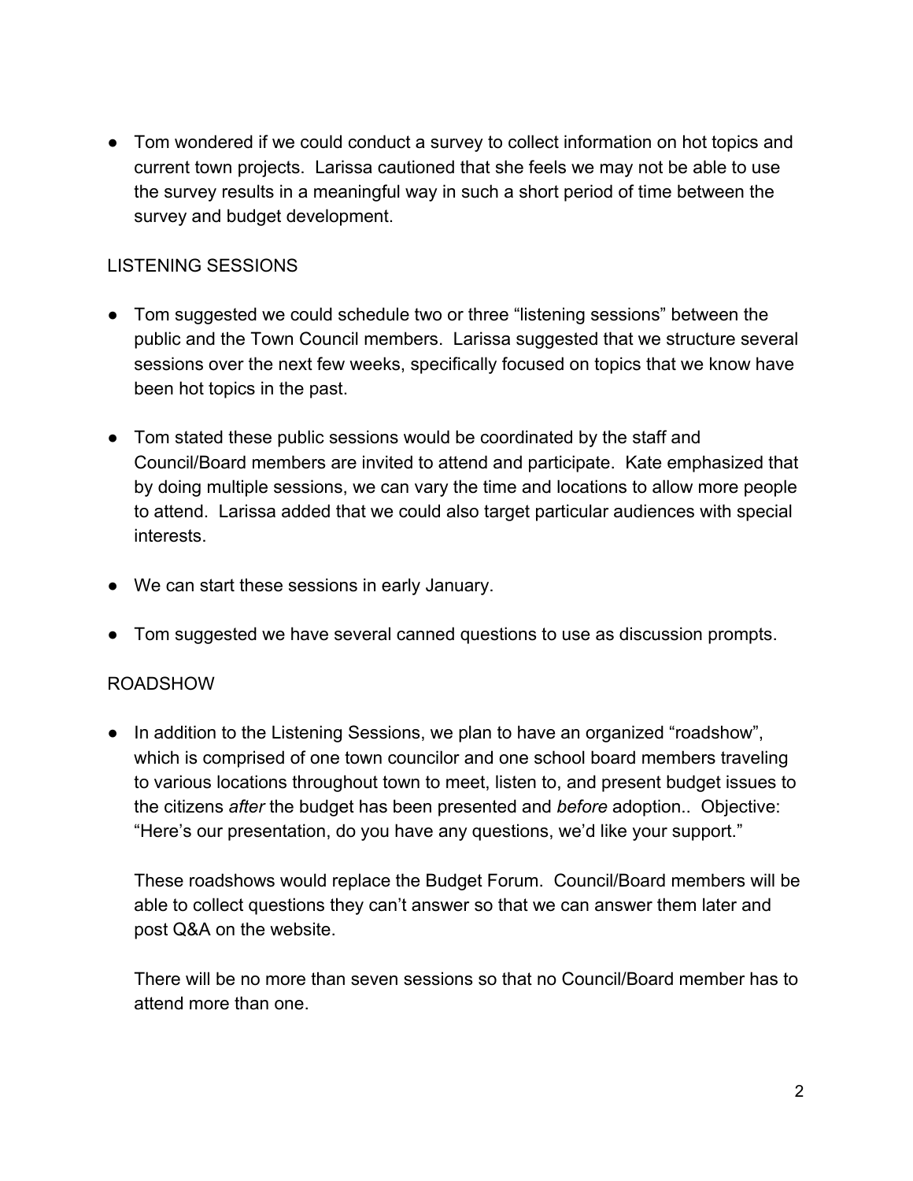- Tom wondered if we could conduct a survey to collect information on hot topics and current town projects. Larissa cautioned that she feels we may not be able to use the survey results in a meaningful way in such a short period of time between the survey and budget development.

LISTENING SESSIONS

- Tom suggested we could schedule two or three "listening sessions" between the public and the Town Council members. Larissa suggested that we structure several sessions over the next few weeks, specifically focused on topics that we know have been hot topics in the past.

- Tom stated these public sessions would be coordinated by the staff and Council/Board members are invited to attend and participate. Kate emphasized that by doing multiple sessions, we can vary the time and locations to allow more people to attend. Larissa added that we could also target particular audiences with special interests.

- We can start these sessions in early January.

- Tom suggested we have several canned questions to use as discussion prompts.

ROADSHOW

- In addition to the Listening Sessions, we plan to have an organized "roadshow", which is comprised of one town councilor and one school board members traveling to various locations throughout town to meet, listen to, and present budget issues to the citizens *after* the budget has been presented and *before* adoption.. Objective: "Here's our presentation, do you have any questions, we'd like your support."

  These roadshows would replace the Budget Forum. Council/Board members will be able to collect questions they can't answer so that we can answer them later and post Q&A on the website.

  There will be no more than seven sessions so that no Council/Board member has to attend more than one.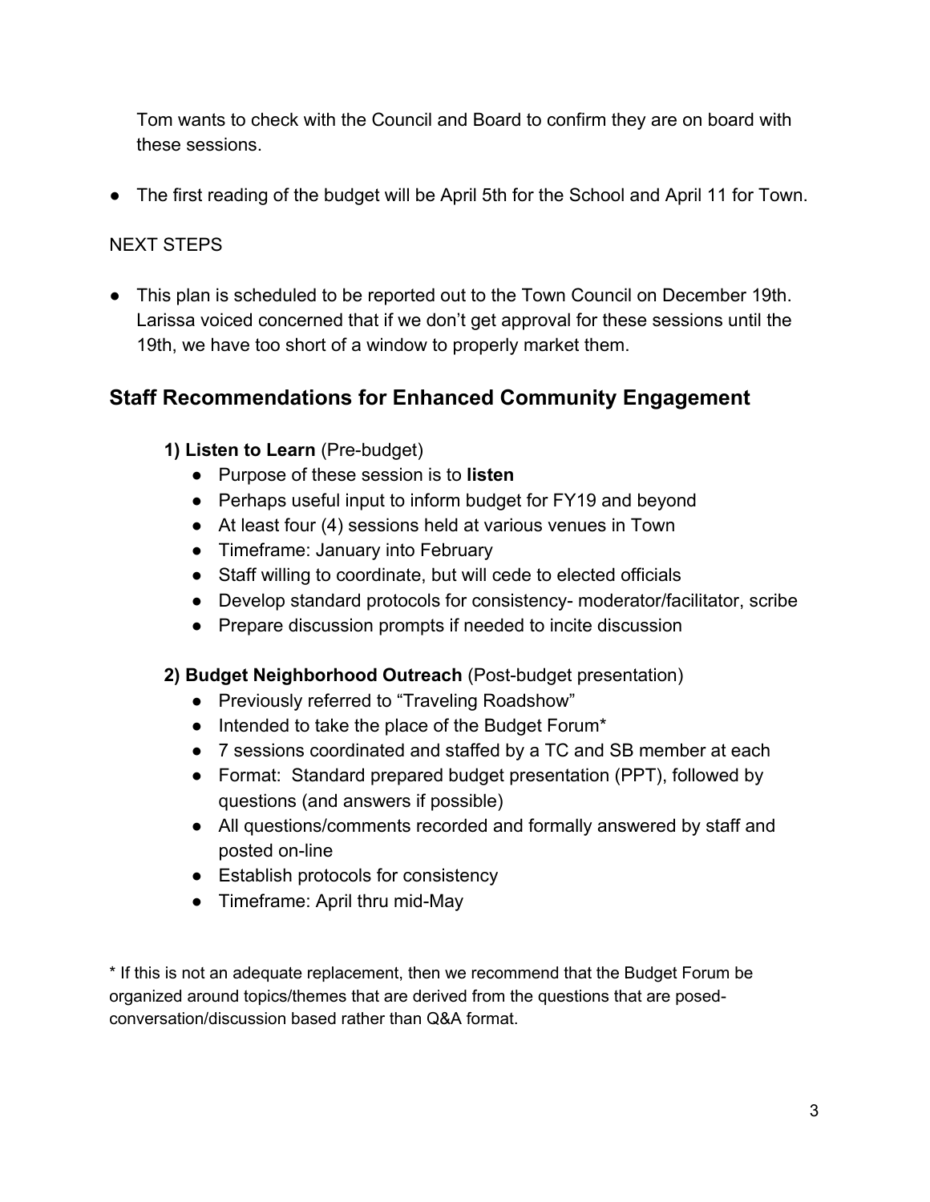Tom wants to check with the Council and Board to confirm they are on board with these sessions.

- The first reading of the budget will be April 5th for the School and April 11 for Town.

NEXT STEPS

- This plan is scheduled to be reported out to the Town Council on December 19th. Larissa voiced concerned that if we don't get approval for these sessions until the 19th, we have too short of a window to properly market them.

## Staff Recommendations for Enhanced Community Engagement

**1) Listen to Learn** (Pre-budget)

- Purpose of these session is to **listen**
- Perhaps useful input to inform budget for FY19 and beyond
- At least four (4) sessions held at various venues in Town
- Timeframe: January into February
- Staff willing to coordinate, but will cede to elected officials
- Develop standard protocols for consistency- moderator/facilitator, scribe
- Prepare discussion prompts if needed to incite discussion

**2) Budget Neighborhood Outreach** (Post-budget presentation)

- Previously referred to "Traveling Roadshow"
- Intended to take the place of the Budget Forum*
- 7 sessions coordinated and staffed by a TC and SB member at each
- Format: Standard prepared budget presentation (PPT), followed by questions (and answers if possible)
- All questions/comments recorded and formally answered by staff and posted on-line
- Establish protocols for consistency
- Timeframe: April thru mid-May

* If this is not an adequate replacement, then we recommend that the Budget Forum be organized around topics/themes that are derived from the questions that are posed- conversation/discussion based rather than Q&A format.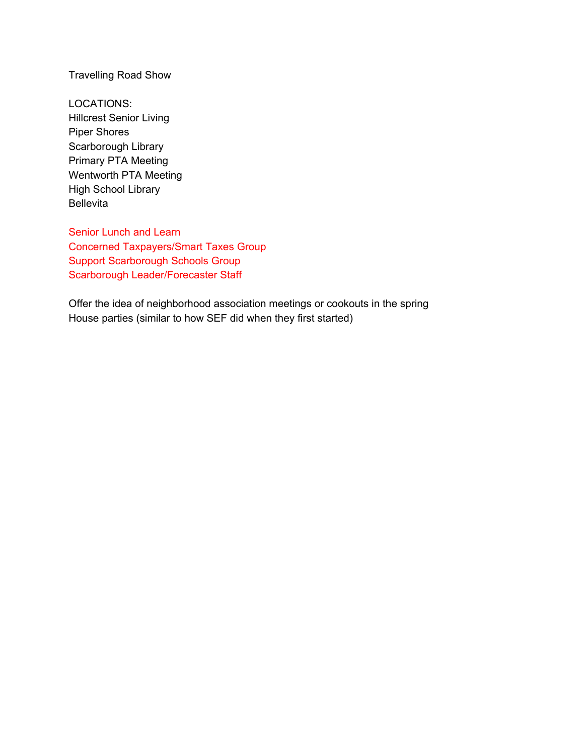Travelling Road Show

LOCATIONS:
Hillcrest Senior Living
Piper Shores
Scarborough Library
Primary PTA Meeting
Wentworth PTA Meeting
High School Library
Bellevita

Senior Lunch and Learn
Concerned Taxpayers/Smart Taxes Group
Support Scarborough Schools Group
Scarborough Leader/Forecaster Staff

Offer the idea of neighborhood association meetings or cookouts in the spring
House parties (similar to how SEF did when they first started)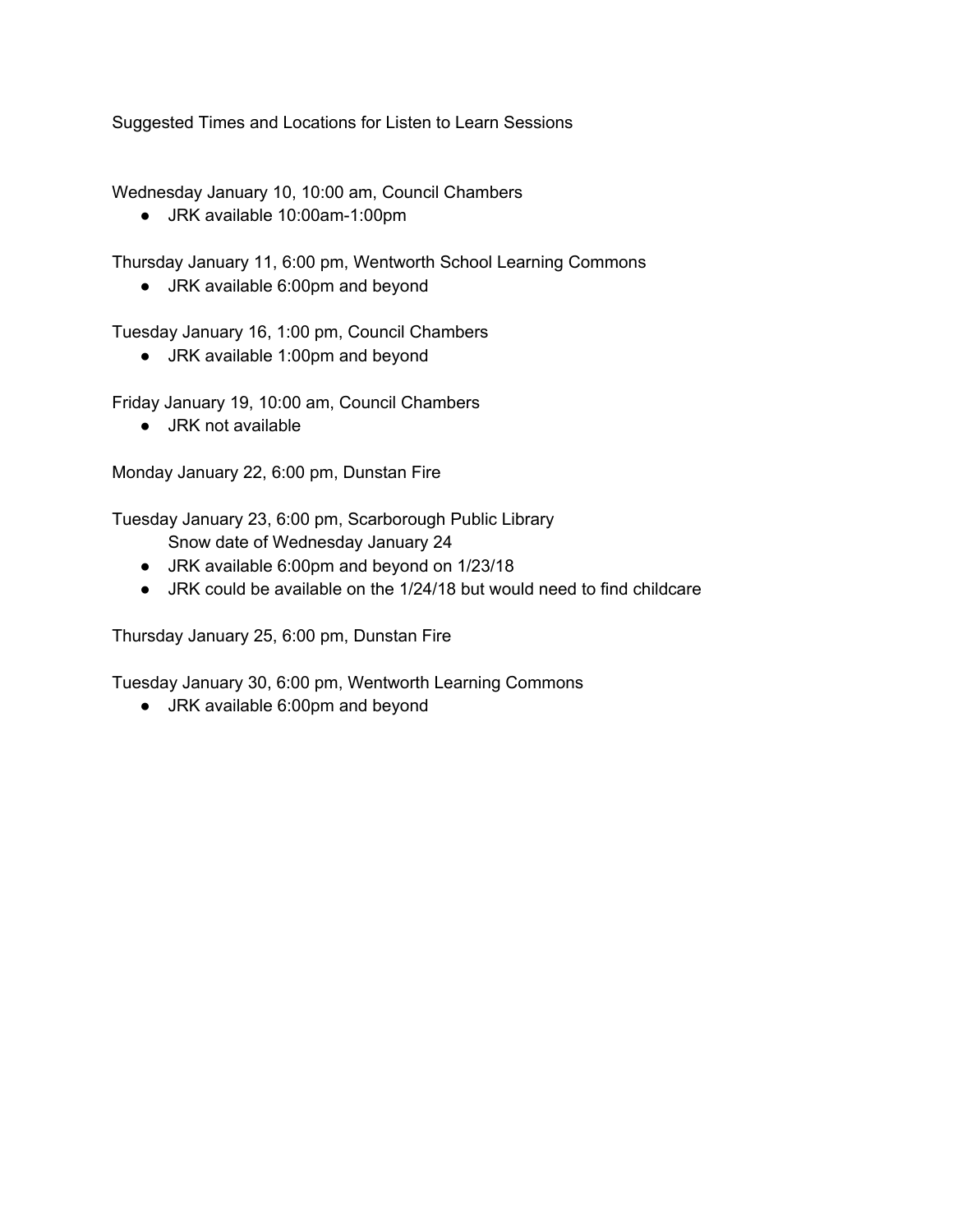Suggested Times and Locations for Listen to Learn Sessions

Wednesday January 10, 10:00 am, Council Chambers

- JRK available 10:00am-1:00pm

Thursday January 11, 6:00 pm, Wentworth School Learning Commons

- JRK available 6:00pm and beyond

Tuesday January 16, 1:00 pm, Council Chambers

- JRK available 1:00pm and beyond

Friday January 19, 10:00 am, Council Chambers

- JRK not available

Monday January 22, 6:00 pm, Dunstan Fire

Tuesday January 23, 6:00 pm, Scarborough Public Library
Snow date of Wednesday January 24

- JRK available 6:00pm and beyond on 1/23/18
- JRK could be available on the 1/24/18 but would need to find childcare

Thursday January 25, 6:00 pm, Dunstan Fire

Tuesday January 30, 6:00 pm, Wentworth Learning Commons

- JRK available 6:00pm and beyond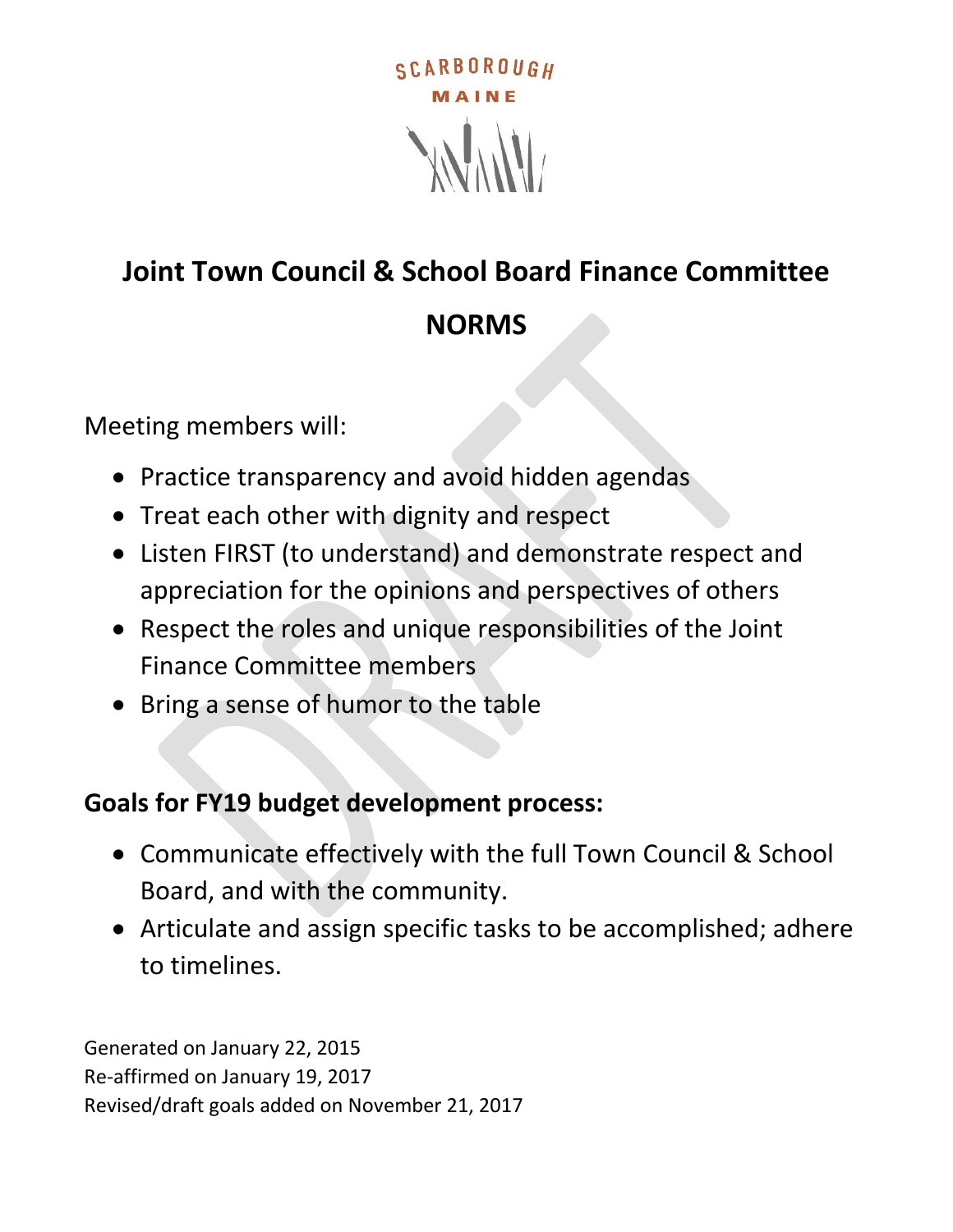SCARBOROUGH
MAINE

# Joint Town Council & School Board Finance Committee

# NORMS

Meeting members will:

- Practice transparency and avoid hidden agendas
- Treat each other with dignity and respect
- Listen FIRST (to understand) and demonstrate respect and appreciation for the opinions and perspectives of others
- Respect the roles and unique responsibilities of the Joint Finance Committee members
- Bring a sense of humor to the table

## Goals for FY19 budget development process:

- Communicate effectively with the full Town Council & School Board, and with the community.
- Articulate and assign specific tasks to be accomplished; adhere to timelines.

Generated on January 22, 2015
Re-affirmed on January 19, 2017
Revised/draft goals added on November 21, 2017